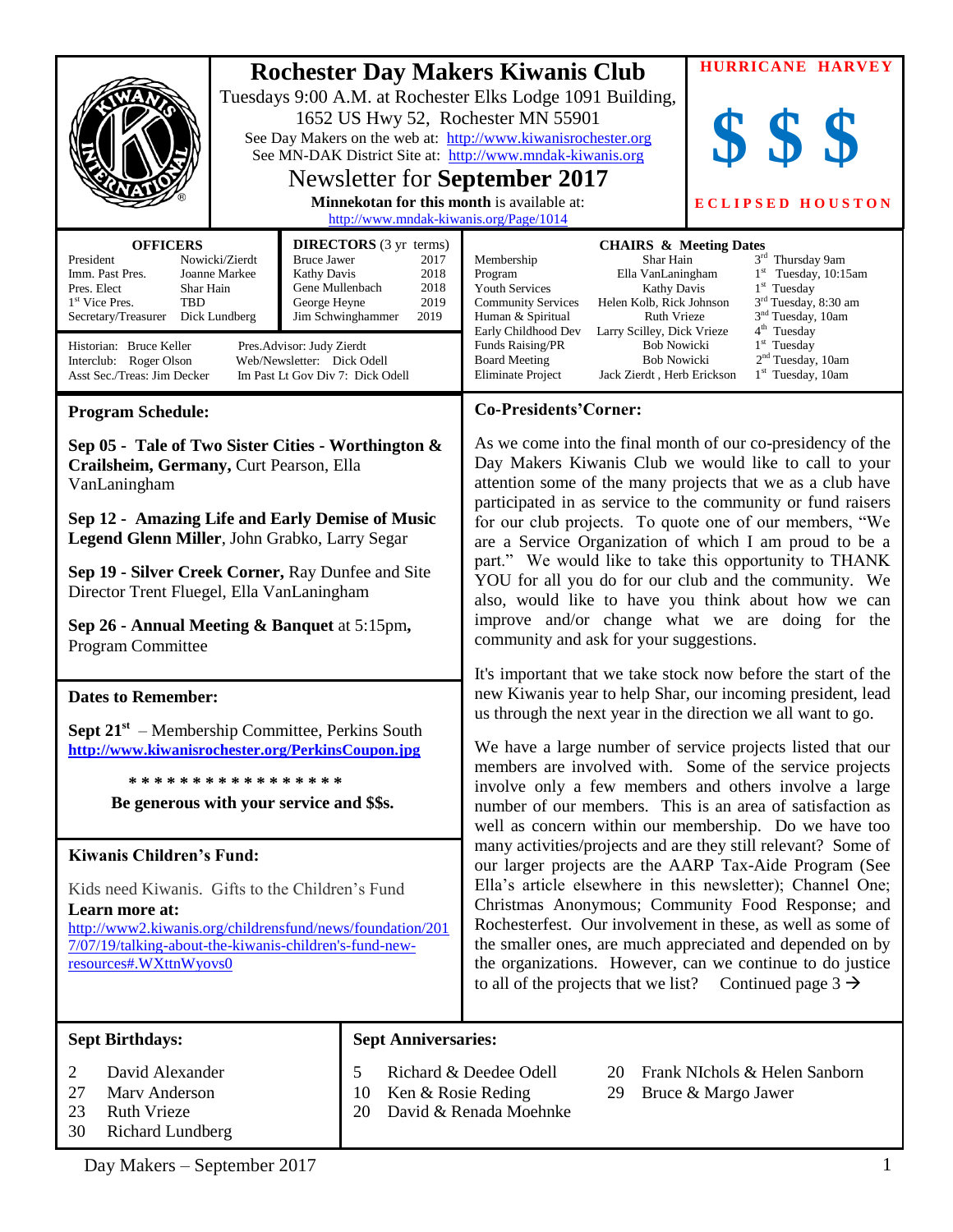# Rochester Day Makers Kiwanis Club

Tuesdays 9:00 A.M. at Rochester Elks Lodge 1091 Building, 1652 US Hwy 52, Rochester MN 55901

See Day Makers on the web at: http://www.kiwanisrochester.org

See MN-DAK District Site at: http://www.mndak-kiwanis.org

## Newsletter for **September 2017**

**Minnekotan for this month** is available at: http://www.mndak-kiwanis.org/Page/1014

**HURRICANE HARVEY**

**$ $ $**

**ECLIPSED HOUSTON**

| **OFFICERS** | |
|---|---|
| President | Nowicki/Zierdt |
| Imm. Past Pres. | Joanne Markee |
| Pres. Elect | Shar Hain |
| 1st Vice Pres. | TBD |
| Secretary/Treasurer | Dick Lundberg |

| **DIRECTORS** (3 yr terms) | |
|---|---|
| Bruce Jawer | 2017 |
| Kathy Davis | 2018 |
| Gene Mullenbach | 2018 |
| George Heyne | 2019 |
| Jim Schwinghammer | 2019 |

Historian: Bruce Keller
Interclub: Roger Olson
Asst Sec./Treas: Jim Decker
Pres.Advisor: Judy Zierdt
Web/Newsletter: Dick Odell
Im Past Lt Gov Div 7: Dick Odell

| **CHAIRS & Meeting Dates** | | |
|---|---|---|
| Membership | Shar Hain | 3rd Thursday 9am |
| Program | Ella VanLaningham | 1st Tuesday, 10:15am |
| Youth Services | Kathy Davis | 1st Tuesday |
| Community Services | Helen Kolb, Rick Johnson | 3rd Tuesday, 8:30 am |
| Human & Spiritual | Ruth Vrieze | 3nd Tuesday, 10am |
| Early Childhood Dev | Larry Scilley, Dick Vrieze | 4th Tuesday |
| Funds Raising/PR | Bob Nowicki | 1st Tuesday |
| Board Meeting | Bob Nowicki | 2nd Tuesday, 10am |
| Eliminate Project | Jack Zierdt , Herb Erickson | 1st Tuesday, 10am |

### Program Schedule:

**Sep 05 - Tale of Two Sister Cities - Worthington & Crailsheim, Germany,** Curt Pearson, Ella VanLaningham

**Sep 12 - Amazing Life and Early Demise of Music Legend Glenn Miller**, John Grabko, Larry Segar

**Sep 19 - Silver Creek Corner,** Ray Dunfee and Site Director Trent Fluegel, Ella VanLaningham

**Sep 26 - Annual Meeting & Banquet** at 5:15pm, Program Committee

### Dates to Remember:

**Sept 21st** – Membership Committee, Perkins South
**http://www.kiwanisrochester.org/PerkinsCoupon.jpg**

* * * * * * * * * * * * * * * * *

**Be generous with your service and $$s.**

### Kiwanis Children's Fund:

Kids need Kiwanis. Gifts to the Children's Fund
**Learn more at:**
http://www2.kiwanis.org/childrensfund/news/foundation/2017/07/19/talking-about-the-kiwanis-children's-fund-new-resources#.WXttnWyovs0

### Co-Presidents'Corner:

As we come into the final month of our co-presidency of the Day Makers Kiwanis Club we would like to call to your attention some of the many projects that we as a club have participated in as service to the community or fund raisers for our club projects. To quote one of our members, "We are a Service Organization of which I am proud to be a part." We would like to take this opportunity to THANK YOU for all you do for our club and the community. We also, would like to have you think about how we can improve and/or change what we are doing for the community and ask for your suggestions.

It's important that we take stock now before the start of the new Kiwanis year to help Shar, our incoming president, lead us through the next year in the direction we all want to go.

We have a large number of service projects listed that our members are involved with. Some of the service projects involve only a few members and others involve a large number of our members. This is an area of satisfaction as well as concern within our membership. Do we have too many activities/projects and are they still relevant? Some of our larger projects are the AARP Tax-Aide Program (See Ella's article elsewhere in this newsletter); Channel One; Christmas Anonymous; Community Food Response; and Rochesterfest. Our involvement in these, as well as some of the smaller ones, are much appreciated and depended on by the organizations. However, can we continue to do justice to all of the projects that we list? Continued page 3 →

### Sept Birthdays:

| | |
|---|---|
| 2 | David Alexander |
| 27 | Marv Anderson |
| 23 | Ruth Vrieze |
| 30 | Richard Lundberg |

### Sept Anniversaries:

| | |
|---|---|
| 5 | Richard & Deedee Odell |
| 10 | Ken & Rosie Reding |
| 20 | David & Renada Moehnke |
| 20 | Frank NIchols & Helen Sanborn |
| 29 | Bruce & Margo Jawer |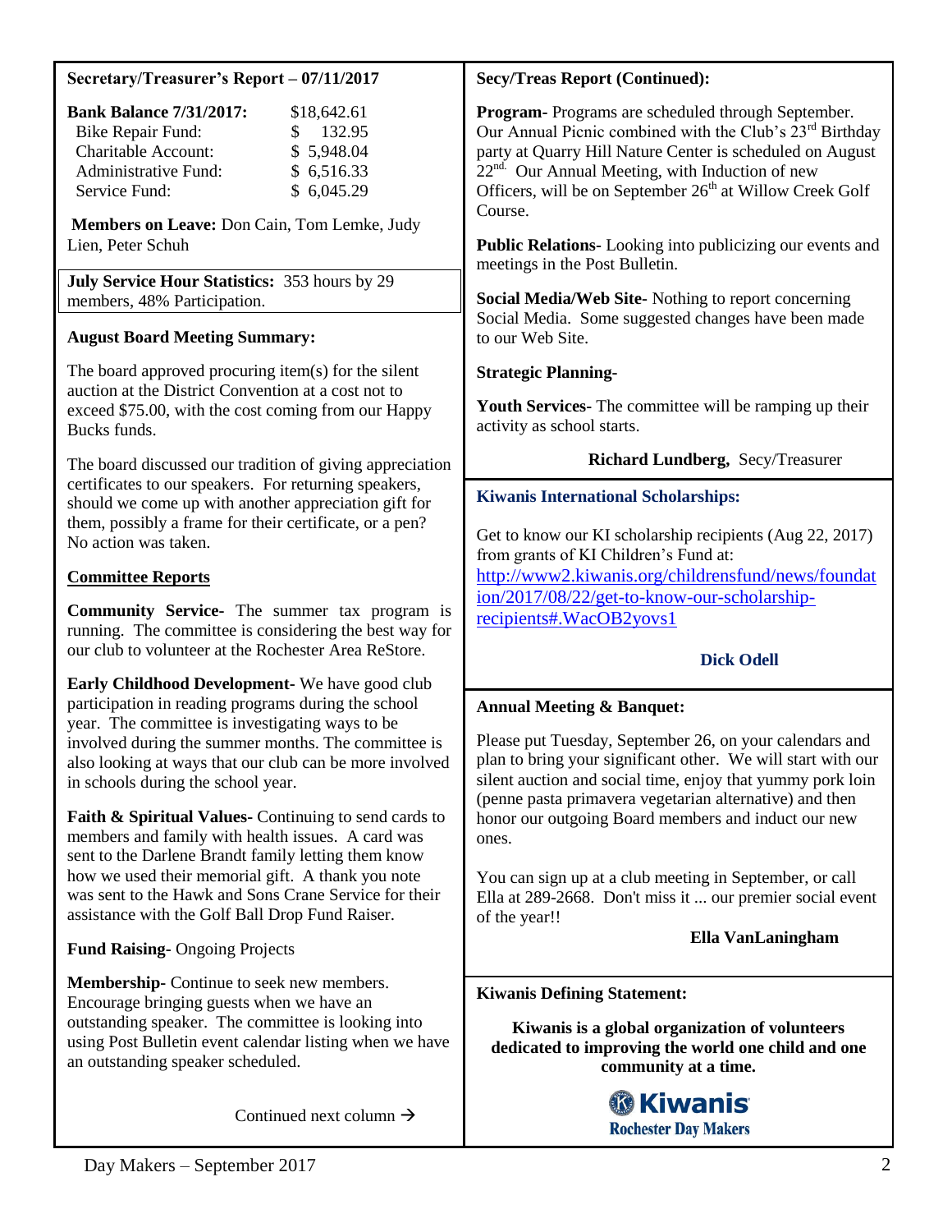**Secretary/Treasurer's Report – 07/11/2017**

| **Bank Balance 7/31/2017:** | $18,642.61 |
|---|---|
| Bike Repair Fund: | $ 132.95 |
| Charitable Account: | $ 5,948.04 |
| Administrative Fund: | $ 6,516.33 |
| Service Fund: | $ 6,045.29 |

**Members on Leave:** Don Cain, Tom Lemke, Judy Lien, Peter Schuh

**July Service Hour Statistics:** 353 hours by 29 members, 48% Participation.

**August Board Meeting Summary:**

The board approved procuring item(s) for the silent auction at the District Convention at a cost not to exceed $75.00, with the cost coming from our Happy Bucks funds.

The board discussed our tradition of giving appreciation certificates to our speakers. For returning speakers, should we come up with another appreciation gift for them, possibly a frame for their certificate, or a pen? No action was taken.

**Committee Reports**

**Community Service-** The summer tax program is running. The committee is considering the best way for our club to volunteer at the Rochester Area ReStore.

**Early Childhood Development-** We have good club participation in reading programs during the school year. The committee is investigating ways to be involved during the summer months. The committee is also looking at ways that our club can be more involved in schools during the school year.

**Faith & Spiritual Values-** Continuing to send cards to members and family with health issues. A card was sent to the Darlene Brandt family letting them know how we used their memorial gift. A thank you note was sent to the Hawk and Sons Crane Service for their assistance with the Golf Ball Drop Fund Raiser.

**Fund Raising-** Ongoing Projects

**Membership-** Continue to seek new members. Encourage bringing guests when we have an outstanding speaker. The committee is looking into using Post Bulletin event calendar listing when we have an outstanding speaker scheduled.

Continued next column →

**Secy/Treas Report (Continued):**

**Program-** Programs are scheduled through September. Our Annual Picnic combined with the Club's 23rd Birthday party at Quarry Hill Nature Center is scheduled on August 22nd. Our Annual Meeting, with Induction of new Officers, will be on September 26th at Willow Creek Golf Course.

**Public Relations-** Looking into publicizing our events and meetings in the Post Bulletin.

**Social Media/Web Site-** Nothing to report concerning Social Media. Some suggested changes have been made to our Web Site.

**Strategic Planning-**

**Youth Services-** The committee will be ramping up their activity as school starts.

**Richard Lundberg,** Secy/Treasurer

**Kiwanis International Scholarships:**

Get to know our KI scholarship recipients (Aug 22, 2017) from grants of KI Children's Fund at: http://www2.kiwanis.org/childrensfund/news/foundation/2017/08/22/get-to-know-our-scholarship-recipients#.WacOB2yovs1

**Dick Odell**

**Annual Meeting & Banquet:**

Please put Tuesday, September 26, on your calendars and plan to bring your significant other. We will start with our silent auction and social time, enjoy that yummy pork loin (penne pasta primavera vegetarian alternative) and then honor our outgoing Board members and induct our new ones.

You can sign up at a club meeting in September, or call Ella at 289-2668. Don't miss it ... our premier social event of the year!!

**Ella VanLaningham**

**Kiwanis Defining Statement:**

**Kiwanis is a global organization of volunteers dedicated to improving the world one child and one community at a time.**

**Kiwanis**
**Rochester Day Makers**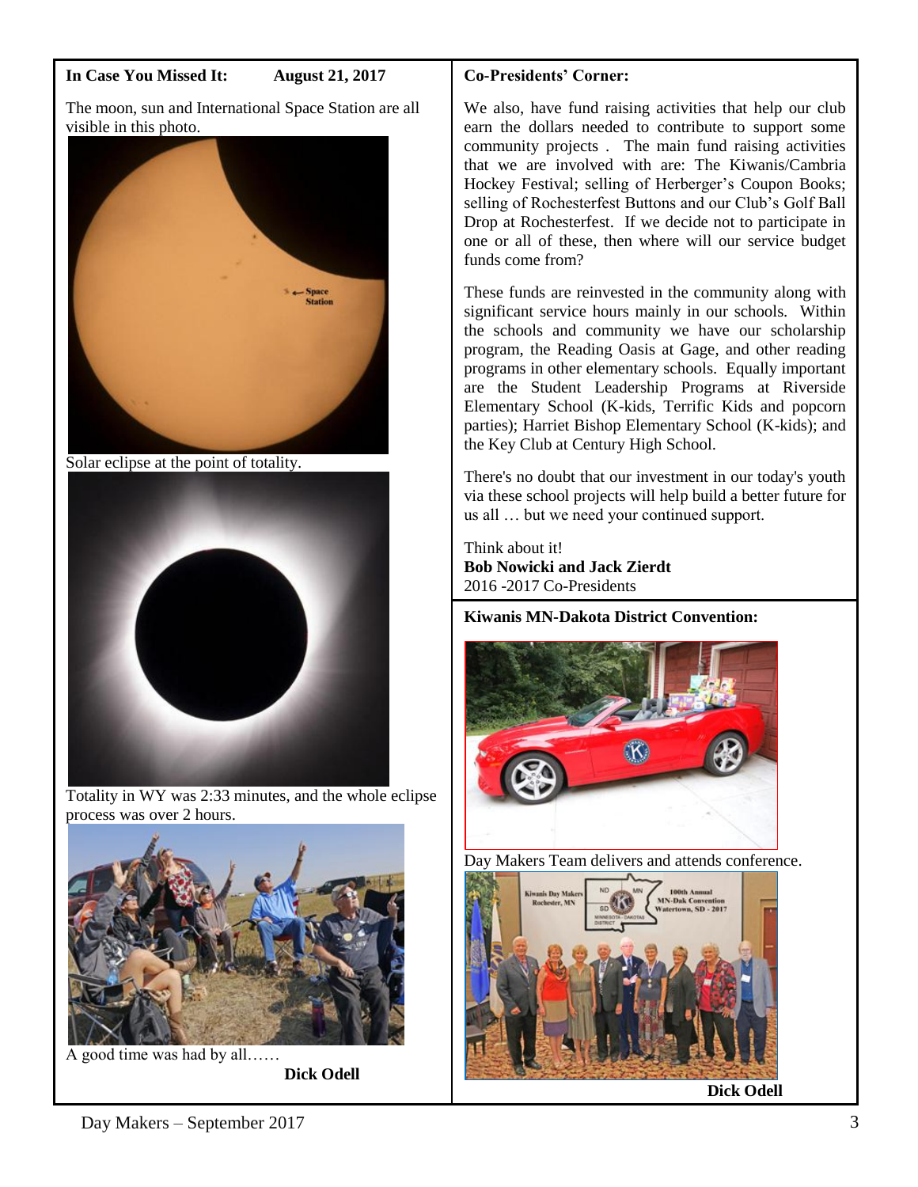**In Case You Missed It: August 21, 2017**

The moon, sun and International Space Station are all visible in this photo.

Solar eclipse at the point of totality.

Totality in WY was 2:33 minutes, and the whole eclipse process was over 2 hours.

A good time was had by all……

**Dick Odell**

**Co-Presidents' Corner:**

We also, have fund raising activities that help our club earn the dollars needed to contribute to support some community projects . The main fund raising activities that we are involved with are: The Kiwanis/Cambria Hockey Festival; selling of Herberger's Coupon Books; selling of Rochesterfest Buttons and our Club's Golf Ball Drop at Rochesterfest. If we decide not to participate in one or all of these, then where will our service budget funds come from?

These funds are reinvested in the community along with significant service hours mainly in our schools. Within the schools and community we have our scholarship program, the Reading Oasis at Gage, and other reading programs in other elementary schools. Equally important are the Student Leadership Programs at Riverside Elementary School (K-kids, Terrific Kids and popcorn parties); Harriet Bishop Elementary School (K-kids); and the Key Club at Century High School.

There's no doubt that our investment in our today's youth via these school projects will help build a better future for us all … but we need your continued support.

Think about it!
**Bob Nowicki and Jack Zierdt**
2016 -2017 Co-Presidents

**Kiwanis MN-Dakota District Convention:**

Day Makers Team delivers and attends conference.

**Dick Odell**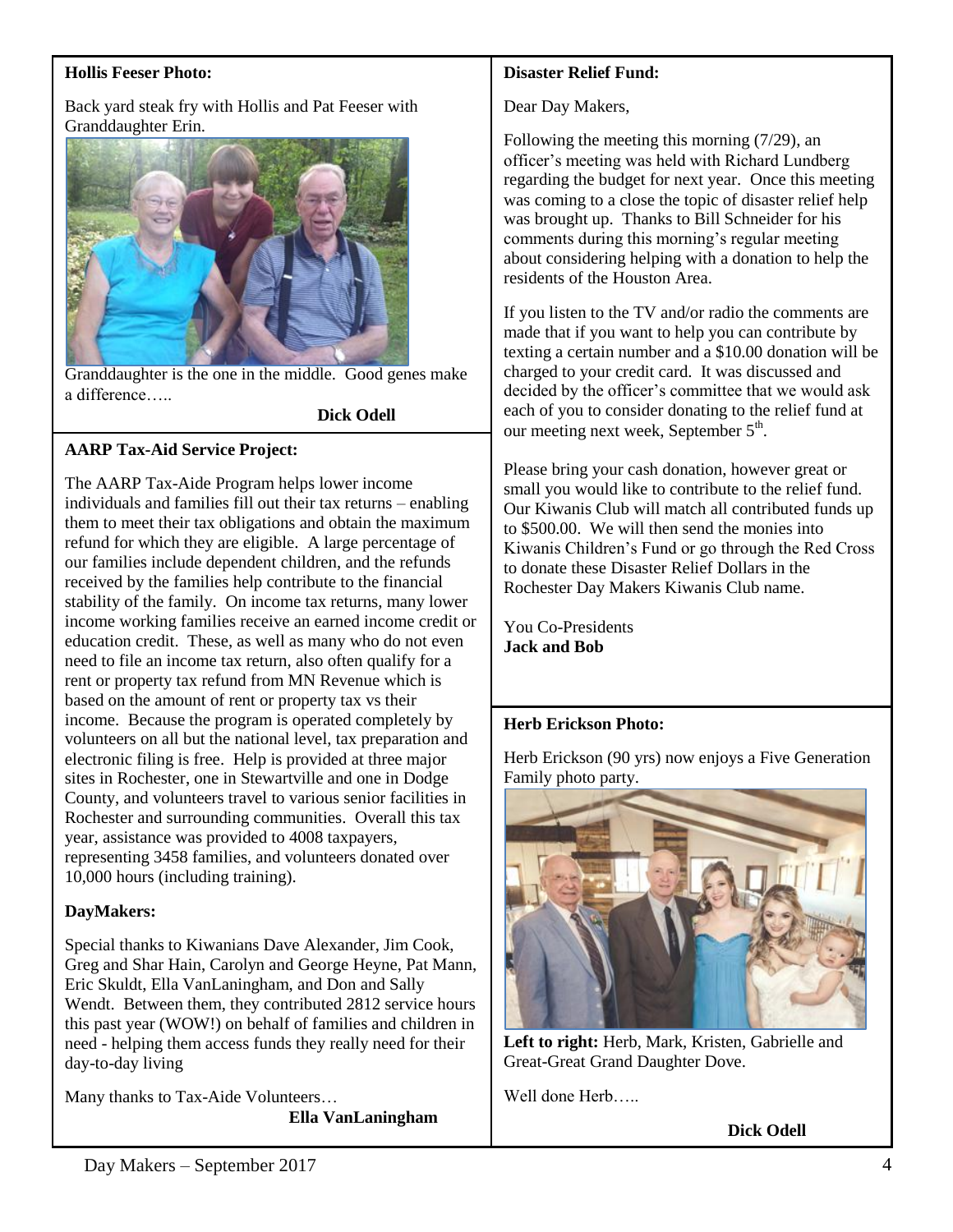**Hollis Feeser Photo:**

Back yard steak fry with Hollis and Pat Feeser with Granddaughter Erin.

Granddaughter is the one in the middle. Good genes make a difference…..

**Dick Odell**

**AARP Tax-Aid Service Project:**

The AARP Tax-Aide Program helps lower income individuals and families fill out their tax returns – enabling them to meet their tax obligations and obtain the maximum refund for which they are eligible. A large percentage of our families include dependent children, and the refunds received by the families help contribute to the financial stability of the family. On income tax returns, many lower income working families receive an earned income credit or education credit. These, as well as many who do not even need to file an income tax return, also often qualify for a rent or property tax refund from MN Revenue which is based on the amount of rent or property tax vs their income. Because the program is operated completely by volunteers on all but the national level, tax preparation and electronic filing is free. Help is provided at three major sites in Rochester, one in Stewartville and one in Dodge County, and volunteers travel to various senior facilities in Rochester and surrounding communities. Overall this tax year, assistance was provided to 4008 taxpayers, representing 3458 families, and volunteers donated over 10,000 hours (including training).

**DayMakers:**

Special thanks to Kiwanians Dave Alexander, Jim Cook, Greg and Shar Hain, Carolyn and George Heyne, Pat Mann, Eric Skuldt, Ella VanLaningham, and Don and Sally Wendt. Between them, they contributed 2812 service hours this past year (WOW!) on behalf of families and children in need - helping them access funds they really need for their day-to-day living

Many thanks to Tax-Aide Volunteers…

**Ella VanLaningham**

**Disaster Relief Fund:**

Dear Day Makers,

Following the meeting this morning (7/29), an officer's meeting was held with Richard Lundberg regarding the budget for next year. Once this meeting was coming to a close the topic of disaster relief help was brought up. Thanks to Bill Schneider for his comments during this morning's regular meeting about considering helping with a donation to help the residents of the Houston Area.

If you listen to the TV and/or radio the comments are made that if you want to help you can contribute by texting a certain number and a $10.00 donation will be charged to your credit card. It was discussed and decided by the officer's committee that we would ask each of you to consider donating to the relief fund at our meeting next week, September 5th.

Please bring your cash donation, however great or small you would like to contribute to the relief fund. Our Kiwanis Club will match all contributed funds up to $500.00. We will then send the monies into Kiwanis Children's Fund or go through the Red Cross to donate these Disaster Relief Dollars in the Rochester Day Makers Kiwanis Club name.

You Co-Presidents
**Jack and Bob**

**Herb Erickson Photo:**

Herb Erickson (90 yrs) now enjoys a Five Generation Family photo party.

**Left to right:** Herb, Mark, Kristen, Gabrielle and Great-Great Grand Daughter Dove.

Well done Herb…..

**Dick Odell**